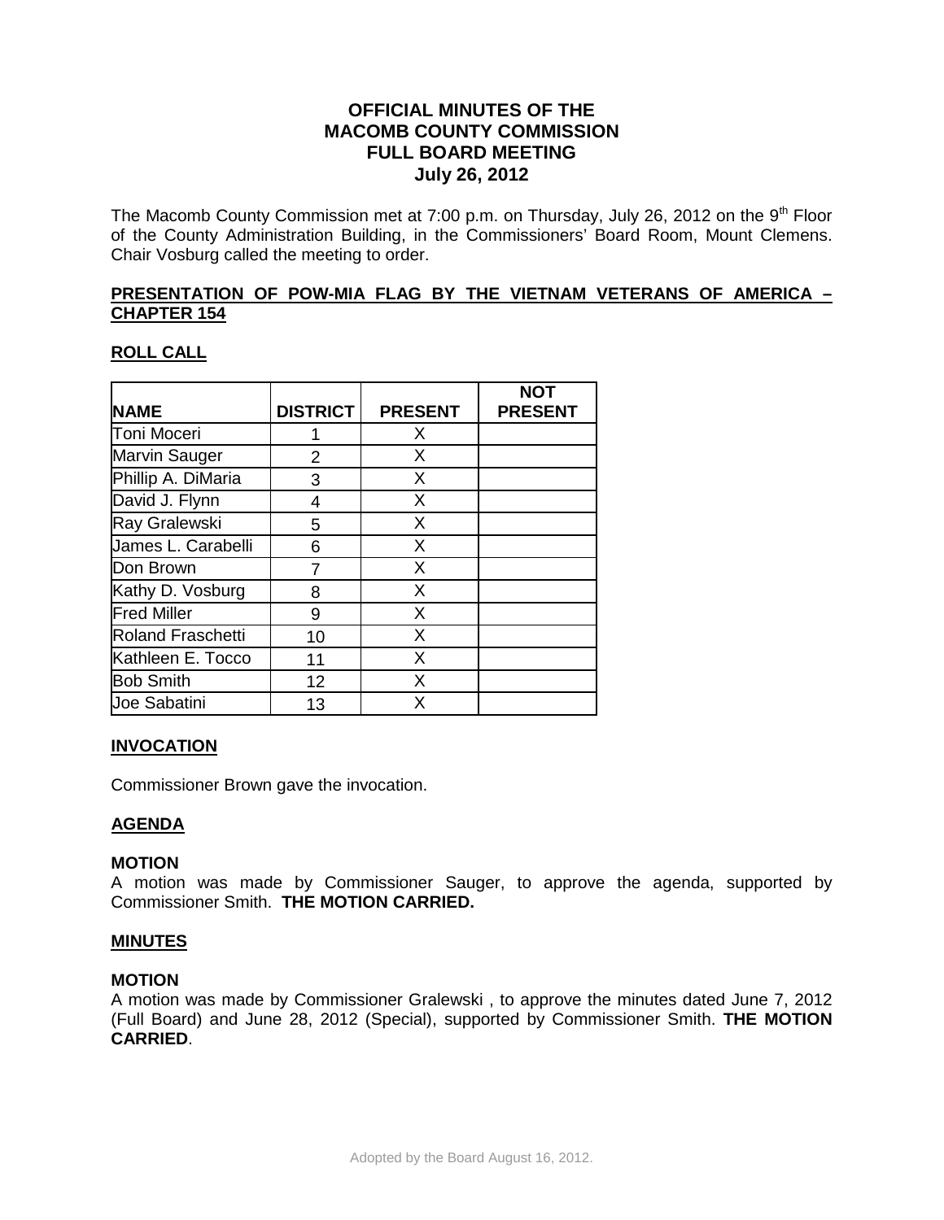# OFFICIAL MINUTES OF THE MACOMB COUNTY COMMISSION FULL BOARD MEETING July 26, 2012

The Macomb County Commission met at 7:00 p.m. on Thursday, July 26, 2012 on the 9th Floor of the County Administration Building, in the Commissioners' Board Room, Mount Clemens. Chair Vosburg called the meeting to order.

## PRESENTATION OF POW-MIA FLAG BY THE VIETNAM VETERANS OF AMERICA – CHAPTER 154

## ROLL CALL

| NAME | DISTRICT | PRESENT | NOT PRESENT |
|---|---|---|---|
| Toni Moceri | 1 | X | |
| Marvin Sauger | 2 | X | |
| Phillip A. DiMaria | 3 | X | |
| David J. Flynn | 4 | X | |
| Ray Gralewski | 5 | X | |
| James L. Carabelli | 6 | X | |
| Don Brown | 7 | X | |
| Kathy D. Vosburg | 8 | X | |
| Fred Miller | 9 | X | |
| Roland Fraschetti | 10 | X | |
| Kathleen E. Tocco | 11 | X | |
| Bob Smith | 12 | X | |
| Joe Sabatini | 13 | X | |

## INVOCATION

Commissioner Brown gave the invocation.

## AGENDA

**MOTION**

A motion was made by Commissioner Sauger, to approve the agenda, supported by Commissioner Smith. **THE MOTION CARRIED.**

## MINUTES

**MOTION**

A motion was made by Commissioner Gralewski , to approve the minutes dated June 7, 2012 (Full Board) and June 28, 2012 (Special), supported by Commissioner Smith. **THE MOTION CARRIED**.

Adopted by the Board August 16, 2012.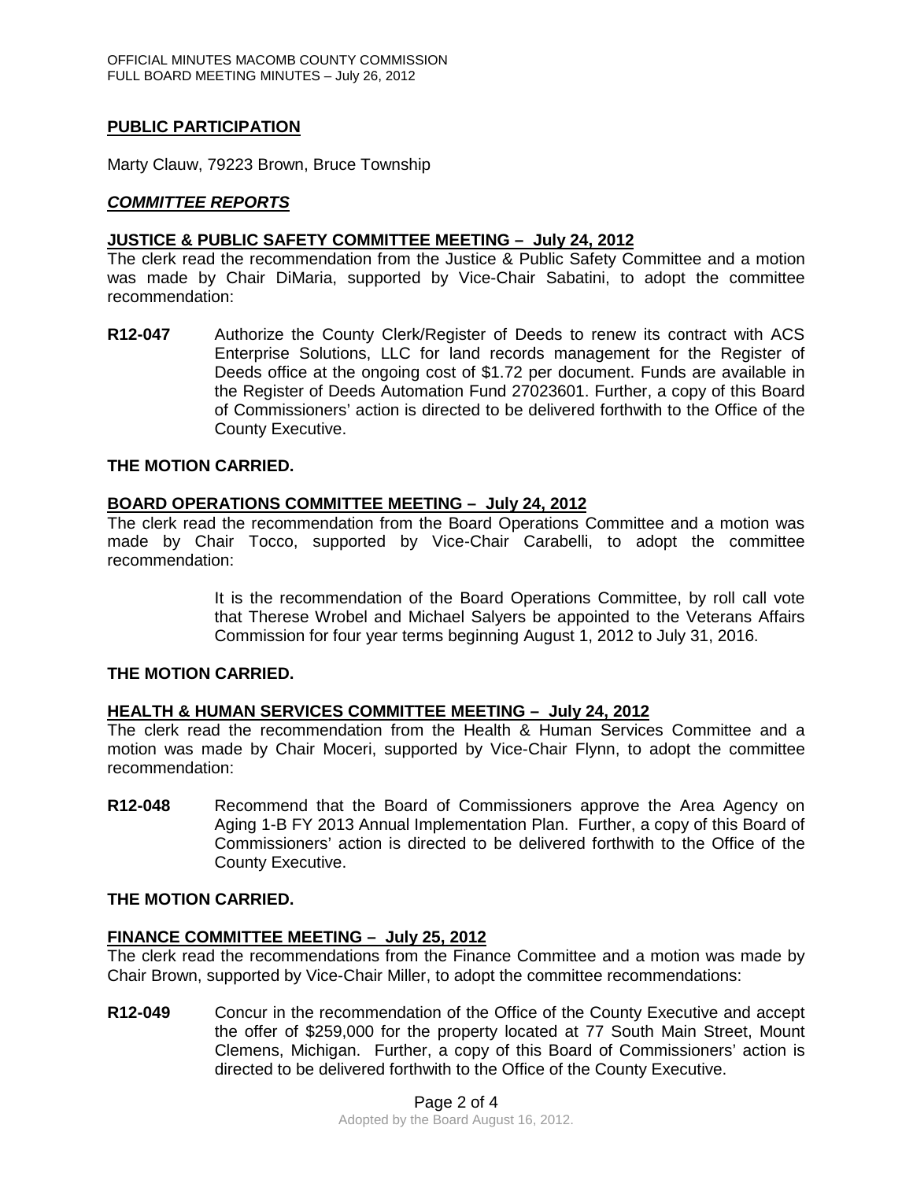## PUBLIC PARTICIPATION

Marty Clauw, 79223 Brown, Bruce Township

## *COMMITTEE REPORTS*

### JUSTICE & PUBLIC SAFETY COMMITTEE MEETING – July 24, 2012

The clerk read the recommendation from the Justice & Public Safety Committee and a motion was made by Chair DiMaria, supported by Vice-Chair Sabatini, to adopt the committee recommendation:

**R12-047** Authorize the County Clerk/Register of Deeds to renew its contract with ACS Enterprise Solutions, LLC for land records management for the Register of Deeds office at the ongoing cost of $1.72 per document. Funds are available in the Register of Deeds Automation Fund 27023601. Further, a copy of this Board of Commissioners' action is directed to be delivered forthwith to the Office of the County Executive.

**THE MOTION CARRIED.**

### BOARD OPERATIONS COMMITTEE MEETING – July 24, 2012

The clerk read the recommendation from the Board Operations Committee and a motion was made by Chair Tocco, supported by Vice-Chair Carabelli, to adopt the committee recommendation:

It is the recommendation of the Board Operations Committee, by roll call vote that Therese Wrobel and Michael Salyers be appointed to the Veterans Affairs Commission for four year terms beginning August 1, 2012 to July 31, 2016.

**THE MOTION CARRIED.**

### HEALTH & HUMAN SERVICES COMMITTEE MEETING – July 24, 2012

The clerk read the recommendation from the Health & Human Services Committee and a motion was made by Chair Moceri, supported by Vice-Chair Flynn, to adopt the committee recommendation:

**R12-048** Recommend that the Board of Commissioners approve the Area Agency on Aging 1-B FY 2013 Annual Implementation Plan. Further, a copy of this Board of Commissioners' action is directed to be delivered forthwith to the Office of the County Executive.

**THE MOTION CARRIED.**

### FINANCE COMMITTEE MEETING – July 25, 2012

The clerk read the recommendations from the Finance Committee and a motion was made by Chair Brown, supported by Vice-Chair Miller, to adopt the committee recommendations:

**R12-049** Concur in the recommendation of the Office of the County Executive and accept the offer of $259,000 for the property located at 77 South Main Street, Mount Clemens, Michigan. Further, a copy of this Board of Commissioners' action is directed to be delivered forthwith to the Office of the County Executive.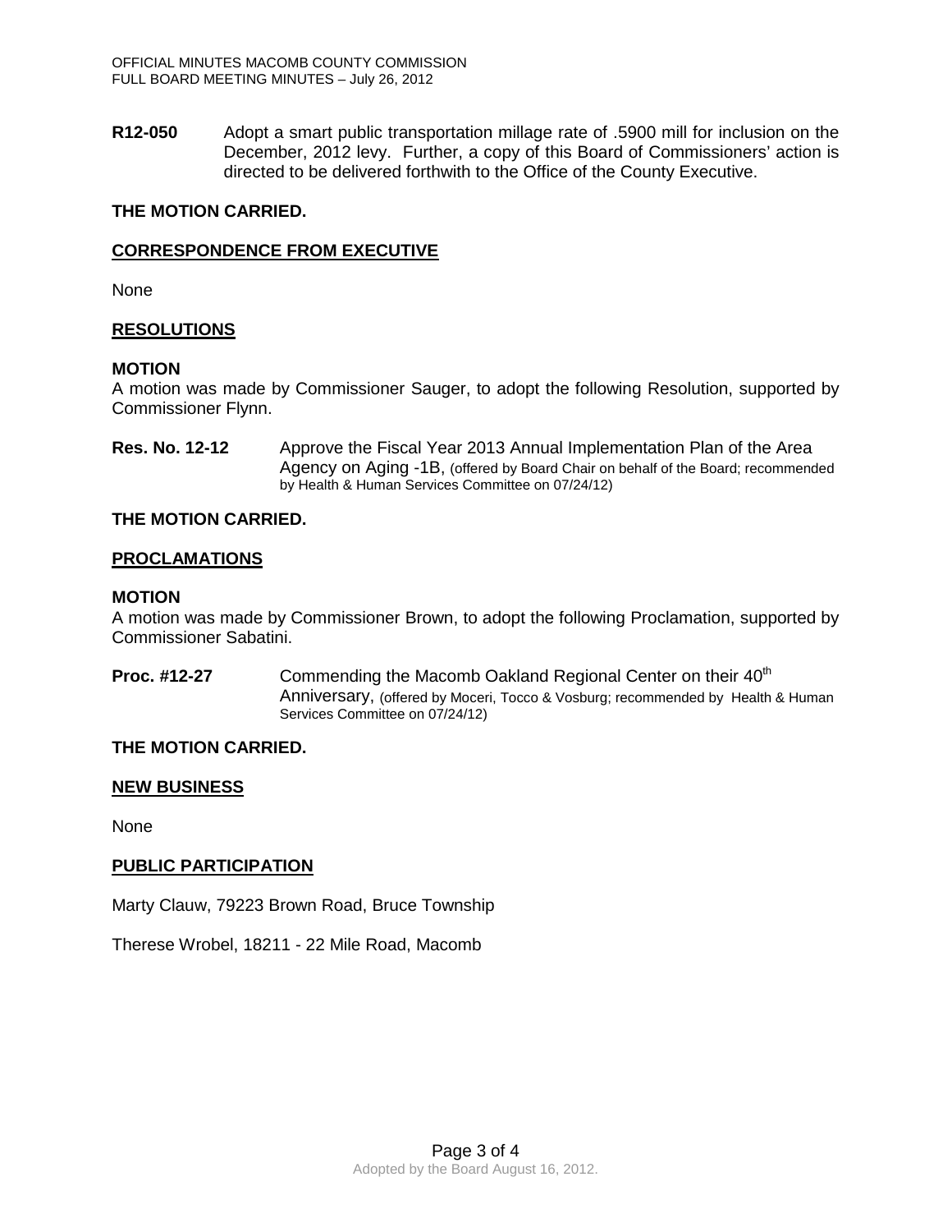**R12-050** Adopt a smart public transportation millage rate of .5900 mill for inclusion on the December, 2012 levy. Further, a copy of this Board of Commissioners' action is directed to be delivered forthwith to the Office of the County Executive.

**THE MOTION CARRIED.**

## CORRESPONDENCE FROM EXECUTIVE

None

## RESOLUTIONS

**MOTION**

A motion was made by Commissioner Sauger, to adopt the following Resolution, supported by Commissioner Flynn.

**Res. No. 12-12** Approve the Fiscal Year 2013 Annual Implementation Plan of the Area Agency on Aging -1B, (offered by Board Chair on behalf of the Board; recommended by Health & Human Services Committee on 07/24/12)

**THE MOTION CARRIED.**

## PROCLAMATIONS

**MOTION**

A motion was made by Commissioner Brown, to adopt the following Proclamation, supported by Commissioner Sabatini.

**Proc. #12-27** Commending the Macomb Oakland Regional Center on their 40th Anniversary, (offered by Moceri, Tocco & Vosburg; recommended by Health & Human Services Committee on 07/24/12)

**THE MOTION CARRIED.**

## NEW BUSINESS

None

## PUBLIC PARTICIPATION

Marty Clauw, 79223 Brown Road, Bruce Township

Therese Wrobel, 18211 - 22 Mile Road, Macomb

Adopted by the Board August 16, 2012.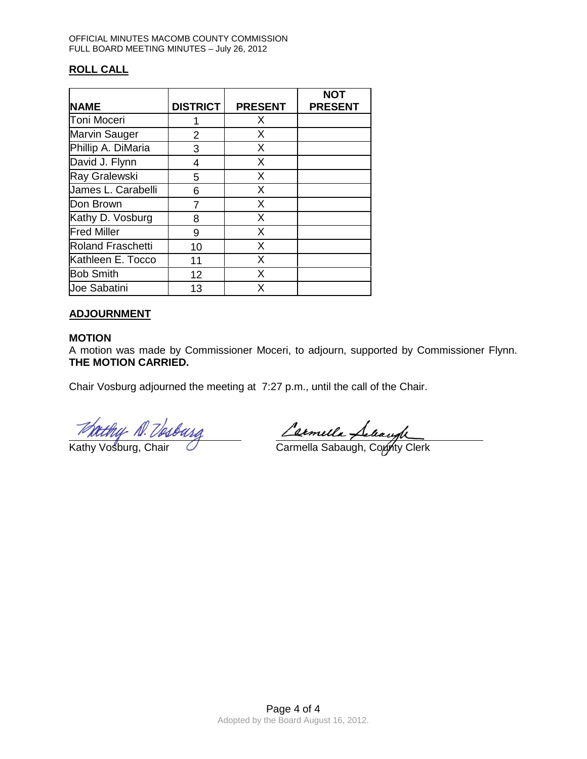## ROLL CALL

| NAME | DISTRICT | PRESENT | NOT PRESENT |
|---|---|---|---|
| Toni Moceri | 1 | X | |
| Marvin Sauger | 2 | X | |
| Phillip A. DiMaria | 3 | X | |
| David J. Flynn | 4 | X | |
| Ray Gralewski | 5 | X | |
| James L. Carabelli | 6 | X | |
| Don Brown | 7 | X | |
| Kathy D. Vosburg | 8 | X | |
| Fred Miller | 9 | X | |
| Roland Fraschetti | 10 | X | |
| Kathleen E. Tocco | 11 | X | |
| Bob Smith | 12 | X | |
| Joe Sabatini | 13 | X | |

## ADJOURNMENT

**MOTION**

A motion was made by Commissioner Moceri, to adjourn, supported by Commissioner Flynn. **THE MOTION CARRIED.**

Chair Vosburg adjourned the meeting at 7:27 p.m., until the call of the Chair.

Kathy Vosburg, Chair

Carmella Sabaugh, County Clerk

Adopted by the Board August 16, 2012.